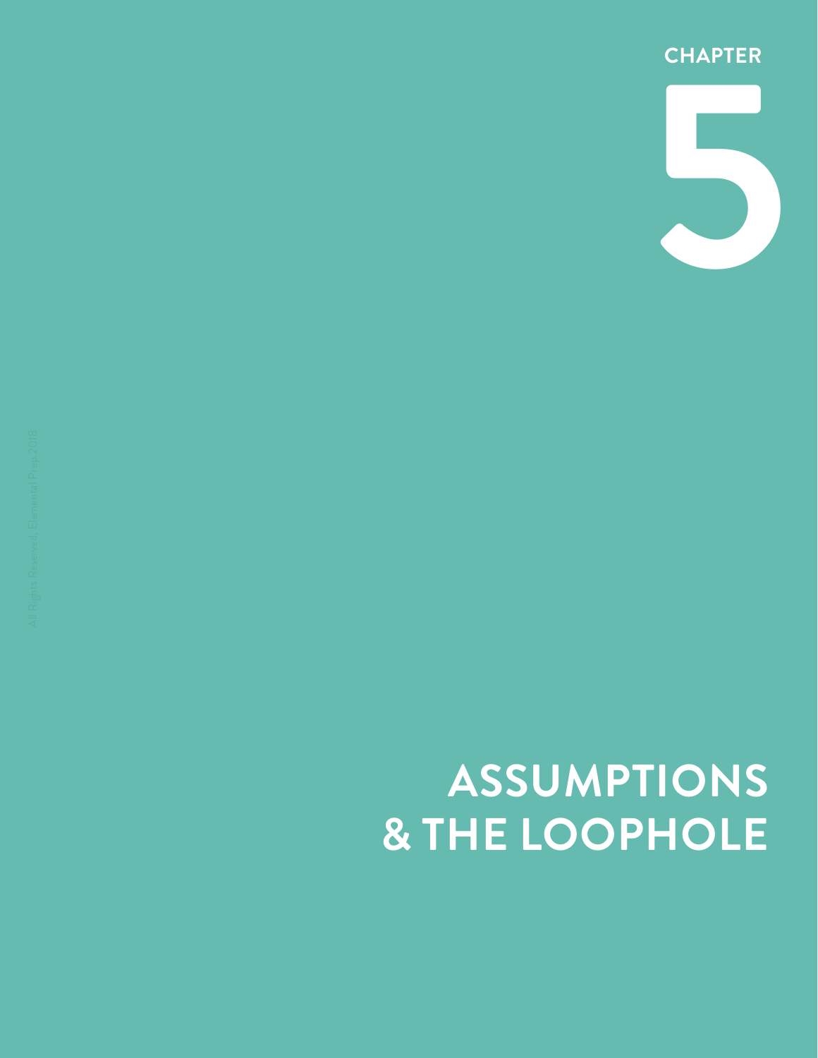CHAPTER

# 5

# ASSUMPTIONS & THE LOOPHOLE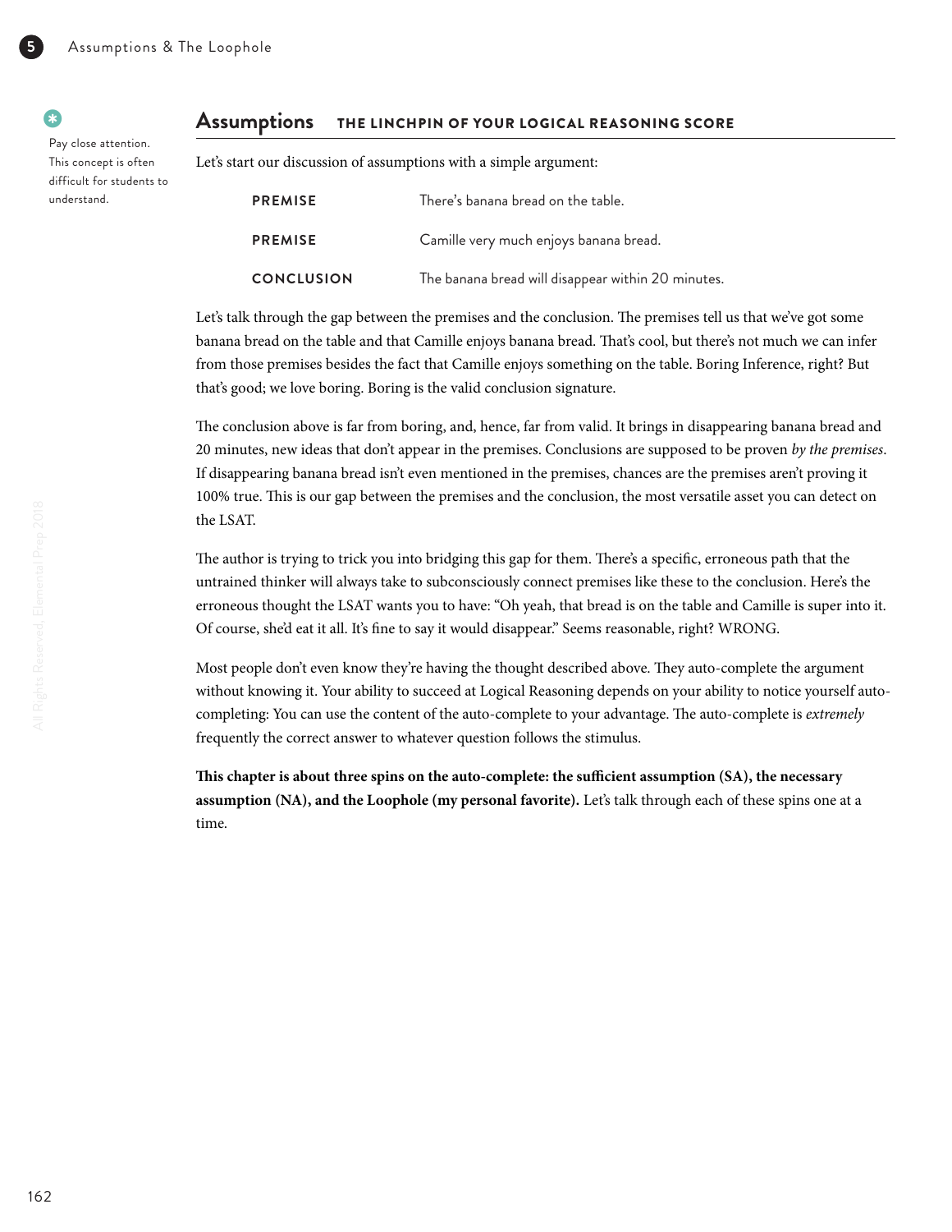## Assumptions THE LINCHPIN OF YOUR LOGICAL REASONING SCORE

Pay close attention. This concept is often difficult for students to understand.

Let's start our discussion of assumptions with a simple argument:

| | |
|---|---|
| **PREMISE** | There's banana bread on the table. |
| **PREMISE** | Camille very much enjoys banana bread. |
| **CONCLUSION** | The banana bread will disappear within 20 minutes. |

Let's talk through the gap between the premises and the conclusion. The premises tell us that we've got some banana bread on the table and that Camille enjoys banana bread. That's cool, but there's not much we can infer from those premises besides the fact that Camille enjoys something on the table. Boring Inference, right? But that's good; we love boring. Boring is the valid conclusion signature.

The conclusion above is far from boring, and, hence, far from valid. It brings in disappearing banana bread and 20 minutes, new ideas that don't appear in the premises. Conclusions are supposed to be proven *by the premises*. If disappearing banana bread isn't even mentioned in the premises, chances are the premises aren't proving it 100% true. This is our gap between the premises and the conclusion, the most versatile asset you can detect on the LSAT.

The author is trying to trick you into bridging this gap for them. There's a specific, erroneous path that the untrained thinker will always take to subconsciously connect premises like these to the conclusion. Here's the erroneous thought the LSAT wants you to have: "Oh yeah, that bread is on the table and Camille is super into it. Of course, she'd eat it all. It's fine to say it would disappear." Seems reasonable, right? WRONG.

Most people don't even know they're having the thought described above. They auto-complete the argument without knowing it. Your ability to succeed at Logical Reasoning depends on your ability to notice yourself auto-completing: You can use the content of the auto-complete to your advantage. The auto-complete is *extremely* frequently the correct answer to whatever question follows the stimulus.

**This chapter is about three spins on the auto-complete: the sufficient assumption (SA), the necessary assumption (NA), and the Loophole (my personal favorite).** Let's talk through each of these spins one at a time.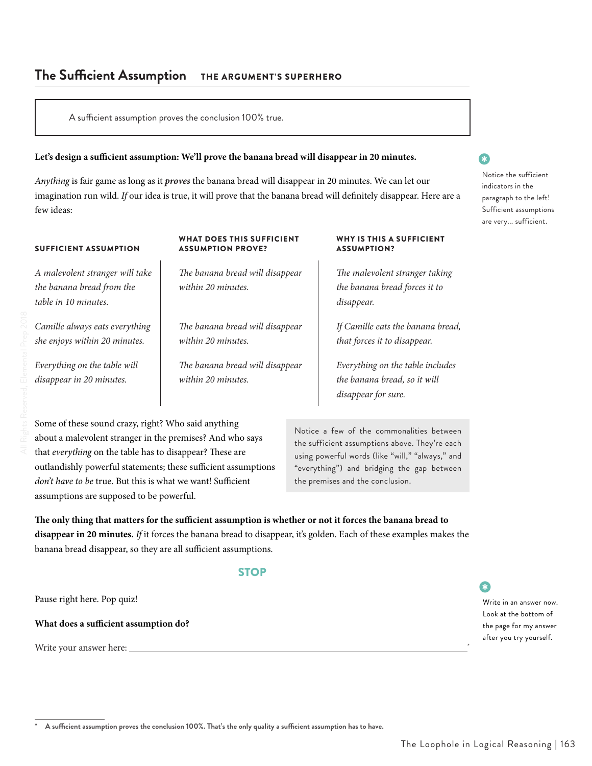## The Sufficient Assumption — THE ARGUMENT'S SUPERHERO

> A sufficient assumption proves the conclusion 100% true.

**Let's design a sufficient assumption: We'll prove the banana bread will disappear in 20 minutes.**

*Anything* is fair game as long as it ***proves*** the banana bread will disappear in 20 minutes. We can let our imagination run wild. *If* our idea is true, it will prove that the banana bread will definitely disappear. Here are a few ideas:

Notice the sufficient indicators in the paragraph to the left! Sufficient assumptions are very… sufficient.

| SUFFICIENT ASSUMPTION | WHAT DOES THIS SUFFICIENT ASSUMPTION PROVE? | WHY IS THIS A SUFFICIENT ASSUMPTION? |
|---|---|---|
| *A malevolent stranger will take the banana bread from the table in 10 minutes.* | *The banana bread will disappear within 20 minutes.* | *The malevolent stranger taking the banana bread forces it to disappear.* |
| *Camille always eats everything she enjoys within 20 minutes.* | *The banana bread will disappear within 20 minutes.* | *If Camille eats the banana bread, that forces it to disappear.* |
| *Everything on the table will disappear in 20 minutes.* | *The banana bread will disappear within 20 minutes.* | *Everything on the table includes the banana bread, so it will disappear for sure.* |

Some of these sound crazy, right? Who said anything about a malevolent stranger in the premises? And who says that *everything* on the table has to disappear? These are outlandishly powerful statements; these sufficient assumptions *don't have to be* true. But this is what we want! Sufficient assumptions are supposed to be powerful.

> Notice a few of the commonalities between the sufficient assumptions above. They're each using powerful words (like "will," "always," and "everything") and bridging the gap between the premises and the conclusion.

**The only thing that matters for the sufficient assumption is whether or not it forces the banana bread to disappear in 20 minutes.** *If* it forces the banana bread to disappear, it's golden. Each of these examples makes the banana bread disappear, so they are all sufficient assumptions.

**STOP**

Pause right here. Pop quiz!

**What does a sufficient assumption do?**

Write your answer here: ______________________________*

Write in an answer now. Look at the bottom of the page for my answer after you try yourself.

\* **A sufficient assumption proves the conclusion 100%. That's the only quality a sufficient assumption has to have.**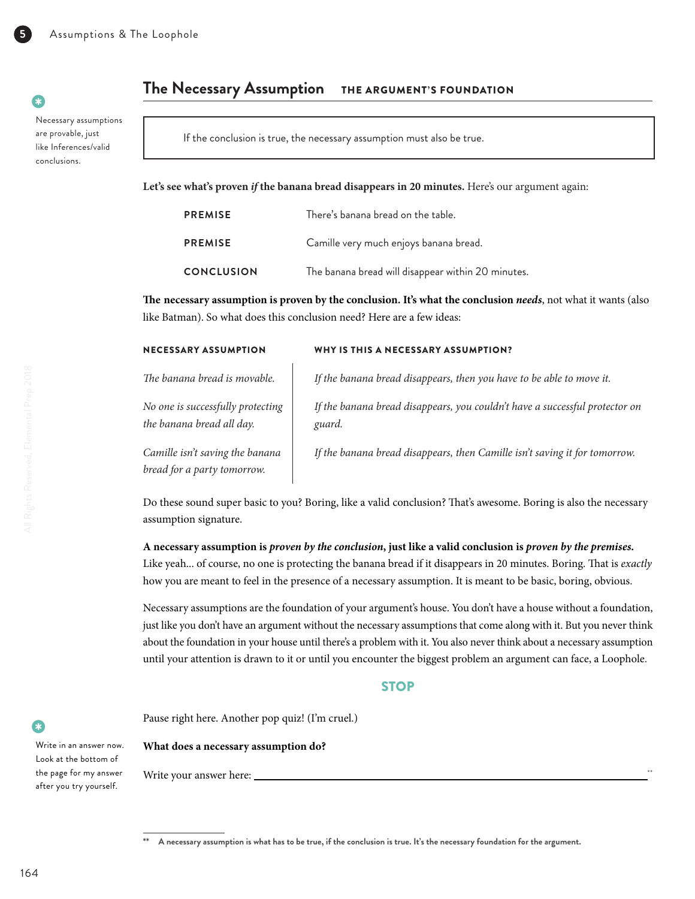## The Necessary Assumption THE ARGUMENT'S FOUNDATION

Necessary assumptions are provable, just like Inferences/valid conclusions.

> If the conclusion is true, the necessary assumption must also be true.

**Let's see what's proven *if* the banana bread disappears in 20 minutes.** Here's our argument again:

| | |
|---|---|
| **PREMISE** | There's banana bread on the table. |
| **PREMISE** | Camille very much enjoys banana bread. |
| **CONCLUSION** | The banana bread will disappear within 20 minutes. |

**The necessary assumption is proven by the conclusion. It's what the conclusion *needs***, not what it wants (also like Batman). So what does this conclusion need? Here are a few ideas:

| NECESSARY ASSUMPTION | WHY IS THIS A NECESSARY ASSUMPTION? |
|---|---|
| *The banana bread is movable.* | *If the banana bread disappears, then you have to be able to move it.* |
| *No one is successfully protecting the banana bread all day.* | *If the banana bread disappears, you couldn't have a successful protector on guard.* |
| *Camille isn't saving the banana bread for a party tomorrow.* | *If the banana bread disappears, then Camille isn't saving it for tomorrow.* |

Do these sound super basic to you? Boring, like a valid conclusion? That's awesome. Boring is also the necessary assumption signature.

**A necessary assumption is *proven by the conclusion*, just like a valid conclusion is *proven by the premises*.** Like yeah... of course, no one is protecting the banana bread if it disappears in 20 minutes. Boring. That is *exactly* how you are meant to feel in the presence of a necessary assumption. It is meant to be basic, boring, obvious.

Necessary assumptions are the foundation of your argument's house. You don't have a house without a foundation, just like you don't have an argument without the necessary assumptions that come along with it. But you never think about the foundation in your house until there's a problem with it. You also never think about a necessary assumption until your attention is drawn to it or until you encounter the biggest problem an argument can face, a Loophole.

**STOP**

Write in an answer now. Look at the bottom of the page for my answer after you try yourself.

Pause right here. Another pop quiz! (I'm cruel.)

**What does a necessary assumption do?**

Write your answer here: ______________________________ **

** **A necessary assumption is what has to be true, if the conclusion is true. It's the necessary foundation for the argument.**